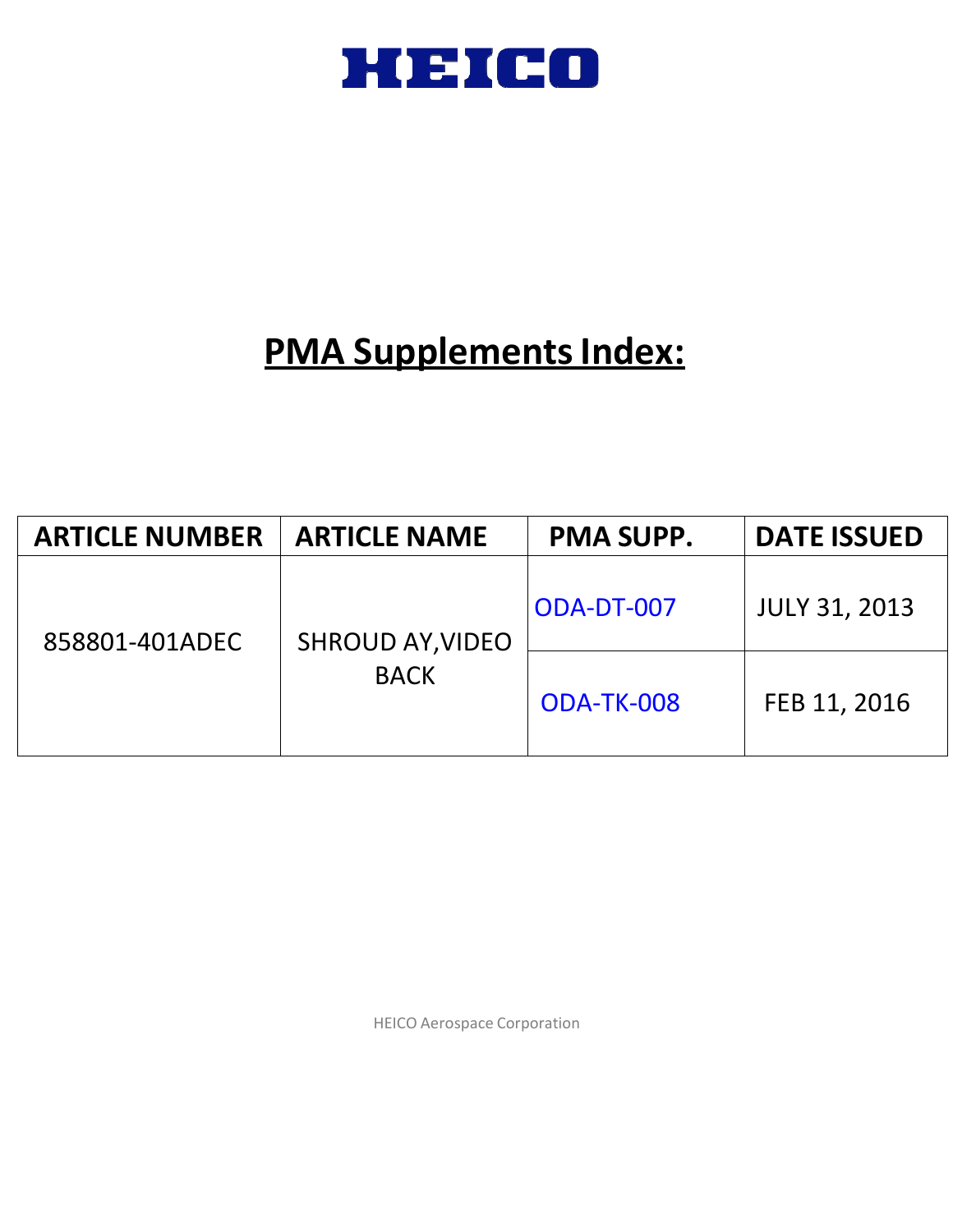HEICO

# PMA Supplements Index:

| ARTICLE NUMBER | ARTICLE NAME | PMA SUPP. | DATE ISSUED |
|---|---|---|---|
| 858801-401ADEC | SHROUD AY,VIDEO BACK | ODA-DT-007 | JULY 31, 2013 |
| | | ODA-TK-008 | FEB 11, 2016 |

HEICO Aerospace Corporation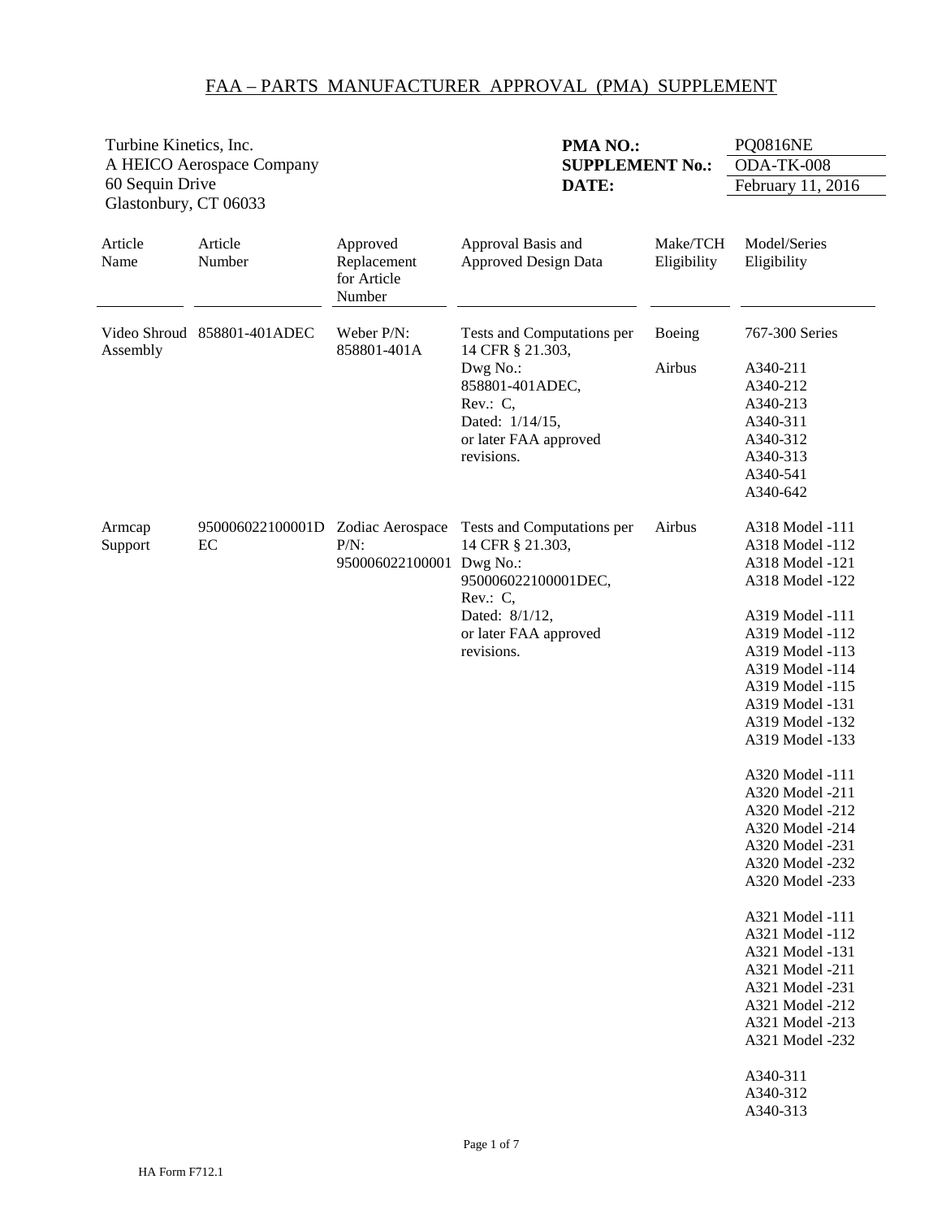# FAA – PARTS MANUFACTURER APPROVAL (PMA) SUPPLEMENT

Turbine Kinetics, Inc.
A HEICO Aerospace Company
60 Sequin Drive
Glastonbury, CT 06033

**PMA NO.:** PQ0816NE
**SUPPLEMENT No.:** ODA-TK-008
**DATE:** February 11, 2016

| Article Name | Article Number | Approved Replacement for Article Number | Approval Basis and Approved Design Data | Make/TCH Eligibility | Model/Series Eligibility |
|---|---|---|---|---|---|
| Video Shroud Assembly | 858801-401ADEC | Weber P/N: 858801-401A | Tests and Computations per 14 CFR § 21.303, Dwg No.: 858801-401ADEC, Rev.: C, Dated: 1/14/15, or later FAA approved revisions. | Boeing | 767-300 Series |
| | | | | Airbus | A340-211<br>A340-212<br>A340-213<br>A340-311<br>A340-312<br>A340-313<br>A340-541<br>A340-642 |
| Armcap Support | 950006022100001DEC | Zodiac Aerospace P/N: 950006022100001 | Tests and Computations per 14 CFR § 21.303, Dwg No.: 950006022100001DEC, Rev.: C, Dated: 8/1/12, or later FAA approved revisions. | Airbus | A318 Model -111<br>A318 Model -112<br>A318 Model -121<br>A318 Model -122<br><br>A319 Model -111<br>A319 Model -112<br>A319 Model -113<br>A319 Model -114<br>A319 Model -115<br>A319 Model -131<br>A319 Model -132<br>A319 Model -133<br><br>A320 Model -111<br>A320 Model -211<br>A320 Model -212<br>A320 Model -214<br>A320 Model -231<br>A320 Model -232<br>A320 Model -233<br><br>A321 Model -111<br>A321 Model -112<br>A321 Model -131<br>A321 Model -211<br>A321 Model -231<br>A321 Model -212<br>A321 Model -213<br>A321 Model -232<br><br>A340-311<br>A340-312<br>A340-313 |

HA Form F712.1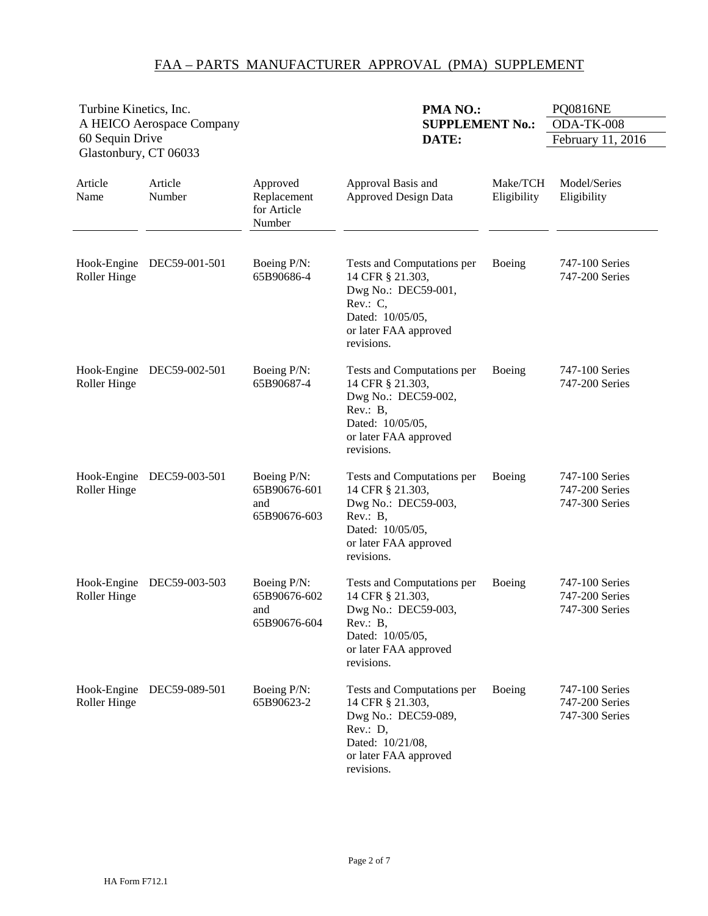# FAA – PARTS MANUFACTURER APPROVAL (PMA) SUPPLEMENT

Turbine Kinetics, Inc.
A HEICO Aerospace Company
60 Sequin Drive
Glastonbury, CT 06033

**PMA NO.:** PQ0816NE
**SUPPLEMENT No.:** ODA-TK-008
**DATE:** February 11, 2016

| Article Name | Article Number | Approved Replacement for Article Number | Approval Basis and Approved Design Data | Make/TCH Eligibility | Model/Series Eligibility |
|---|---|---|---|---|---|
| Hook-Engine Roller Hinge | DEC59-001-501 | Boeing P/N: 65B90686-4 | Tests and Computations per 14 CFR § 21.303, Dwg No.: DEC59-001, Rev.: C, Dated: 10/05/05, or later FAA approved revisions. | Boeing | 747-100 Series 747-200 Series |
| Hook-Engine Roller Hinge | DEC59-002-501 | Boeing P/N: 65B90687-4 | Tests and Computations per 14 CFR § 21.303, Dwg No.: DEC59-002, Rev.: B, Dated: 10/05/05, or later FAA approved revisions. | Boeing | 747-100 Series 747-200 Series |
| Hook-Engine Roller Hinge | DEC59-003-501 | Boeing P/N: 65B90676-601 and 65B90676-603 | Tests and Computations per 14 CFR § 21.303, Dwg No.: DEC59-003, Rev.: B, Dated: 10/05/05, or later FAA approved revisions. | Boeing | 747-100 Series 747-200 Series 747-300 Series |
| Hook-Engine Roller Hinge | DEC59-003-503 | Boeing P/N: 65B90676-602 and 65B90676-604 | Tests and Computations per 14 CFR § 21.303, Dwg No.: DEC59-003, Rev.: B, Dated: 10/05/05, or later FAA approved revisions. | Boeing | 747-100 Series 747-200 Series 747-300 Series |
| Hook-Engine Roller Hinge | DEC59-089-501 | Boeing P/N: 65B90623-2 | Tests and Computations per 14 CFR § 21.303, Dwg No.: DEC59-089, Rev.: D, Dated: 10/21/08, or later FAA approved revisions. | Boeing | 747-100 Series 747-200 Series 747-300 Series |

HA Form F712.1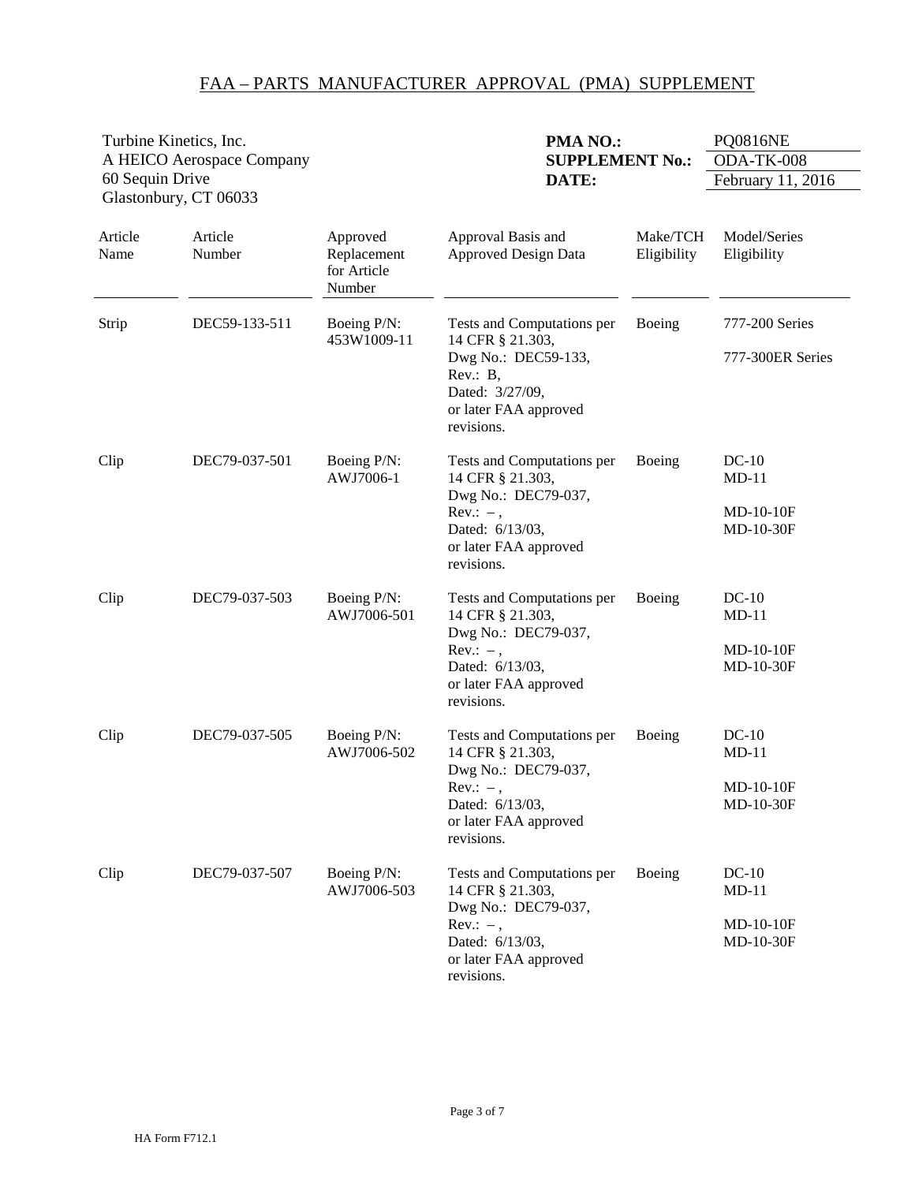# FAA – PARTS MANUFACTURER APPROVAL (PMA) SUPPLEMENT

Turbine Kinetics, Inc.
A HEICO Aerospace Company
60 Sequin Drive
Glastonbury, CT 06033

**PMA NO.:** PQ0816NE
**SUPPLEMENT No.:** ODA-TK-008
**DATE:** February 11, 2016

| Article Name | Article Number | Approved Replacement for Article Number | Approval Basis and Approved Design Data | Make/TCH Eligibility | Model/Series Eligibility |
|---|---|---|---|---|---|
| Strip | DEC59-133-511 | Boeing P/N: 453W1009-11 | Tests and Computations per 14 CFR § 21.303, Dwg No.: DEC59-133, Rev.: B, Dated: 3/27/09, or later FAA approved revisions. | Boeing | 777-200 Series<br>777-300ER Series |
| Clip | DEC79-037-501 | Boeing P/N: AWJ7006-1 | Tests and Computations per 14 CFR § 21.303, Dwg No.: DEC79-037, Rev.: – , Dated: 6/13/03, or later FAA approved revisions. | Boeing | DC-10<br>MD-11<br>MD-10-10F<br>MD-10-30F |
| Clip | DEC79-037-503 | Boeing P/N: AWJ7006-501 | Tests and Computations per 14 CFR § 21.303, Dwg No.: DEC79-037, Rev.: – , Dated: 6/13/03, or later FAA approved revisions. | Boeing | DC-10<br>MD-11<br>MD-10-10F<br>MD-10-30F |
| Clip | DEC79-037-505 | Boeing P/N: AWJ7006-502 | Tests and Computations per 14 CFR § 21.303, Dwg No.: DEC79-037, Rev.: – , Dated: 6/13/03, or later FAA approved revisions. | Boeing | DC-10<br>MD-11<br>MD-10-10F<br>MD-10-30F |
| Clip | DEC79-037-507 | Boeing P/N: AWJ7006-503 | Tests and Computations per 14 CFR § 21.303, Dwg No.: DEC79-037, Rev.: – , Dated: 6/13/03, or later FAA approved revisions. | Boeing | DC-10<br>MD-11<br>MD-10-10F<br>MD-10-30F |

HA Form F712.1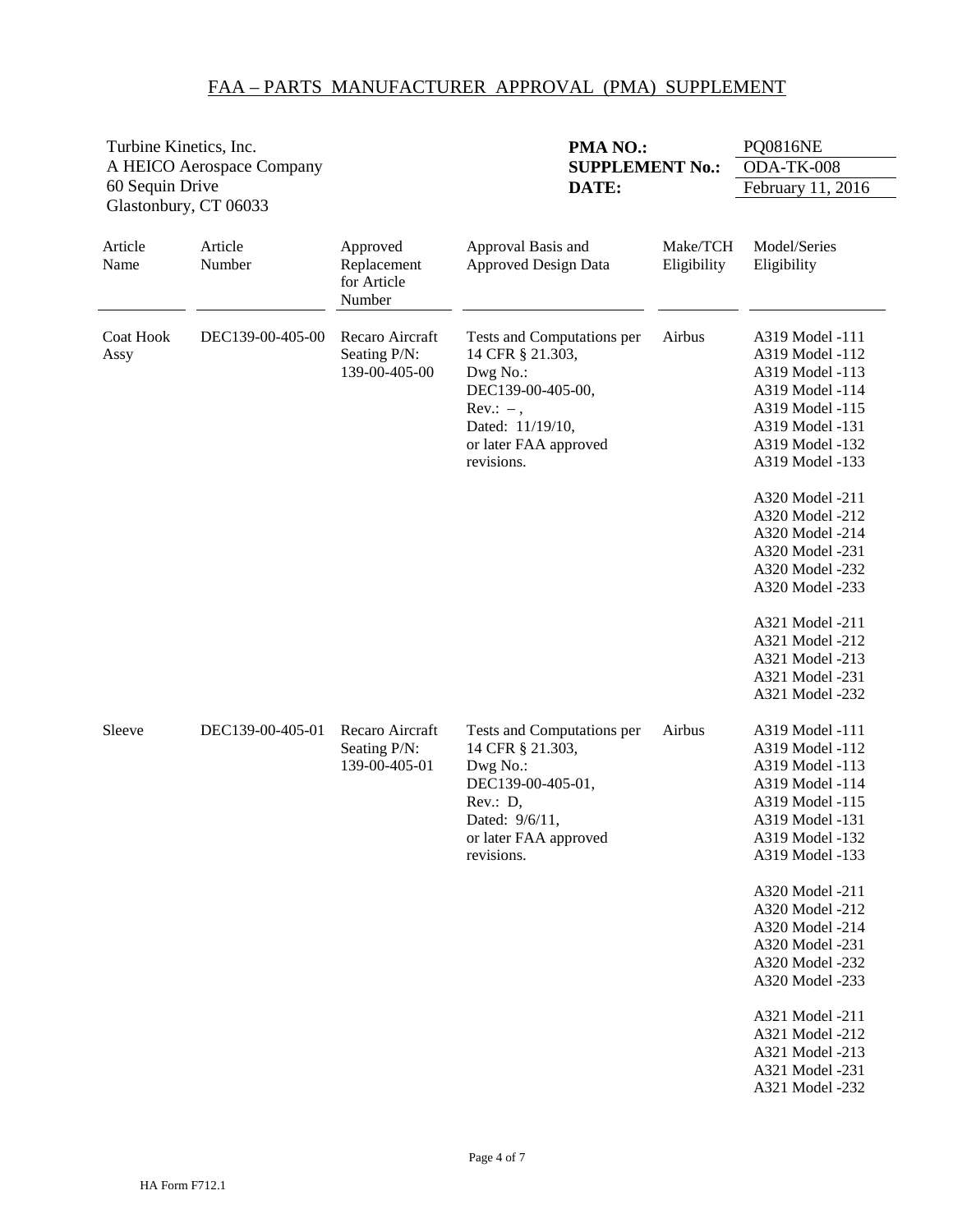# FAA – PARTS MANUFACTURER APPROVAL (PMA) SUPPLEMENT

Turbine Kinetics, Inc.
A HEICO Aerospace Company
60 Sequin Drive
Glastonbury, CT 06033

**PMA NO.:** PQ0816NE
**SUPPLEMENT No.:** ODA-TK-008
**DATE:** February 11, 2016

| Article Name | Article Number | Approved Replacement for Article Number | Approval Basis and Approved Design Data | Make/TCH Eligibility | Model/Series Eligibility |
|---|---|---|---|---|---|
| Coat Hook Assy | DEC139-00-405-00 | Recaro Aircraft Seating P/N: 139-00-405-00 | Tests and Computations per 14 CFR § 21.303, Dwg No.: DEC139-00-405-00, Rev.: –, Dated: 11/19/10, or later FAA approved revisions. | Airbus | A319 Model -111<br>A319 Model -112<br>A319 Model -113<br>A319 Model -114<br>A319 Model -115<br>A319 Model -131<br>A319 Model -132<br>A319 Model -133<br><br>A320 Model -211<br>A320 Model -212<br>A320 Model -214<br>A320 Model -231<br>A320 Model -232<br>A320 Model -233<br><br>A321 Model -211<br>A321 Model -212<br>A321 Model -213<br>A321 Model -231<br>A321 Model -232 |
| Sleeve | DEC139-00-405-01 | Recaro Aircraft Seating P/N: 139-00-405-01 | Tests and Computations per 14 CFR § 21.303, Dwg No.: DEC139-00-405-01, Rev.: D, Dated: 9/6/11, or later FAA approved revisions. | Airbus | A319 Model -111<br>A319 Model -112<br>A319 Model -113<br>A319 Model -114<br>A319 Model -115<br>A319 Model -131<br>A319 Model -132<br>A319 Model -133<br><br>A320 Model -211<br>A320 Model -212<br>A320 Model -214<br>A320 Model -231<br>A320 Model -232<br>A320 Model -233<br><br>A321 Model -211<br>A321 Model -212<br>A321 Model -213<br>A321 Model -231<br>A321 Model -232 |

HA Form F712.1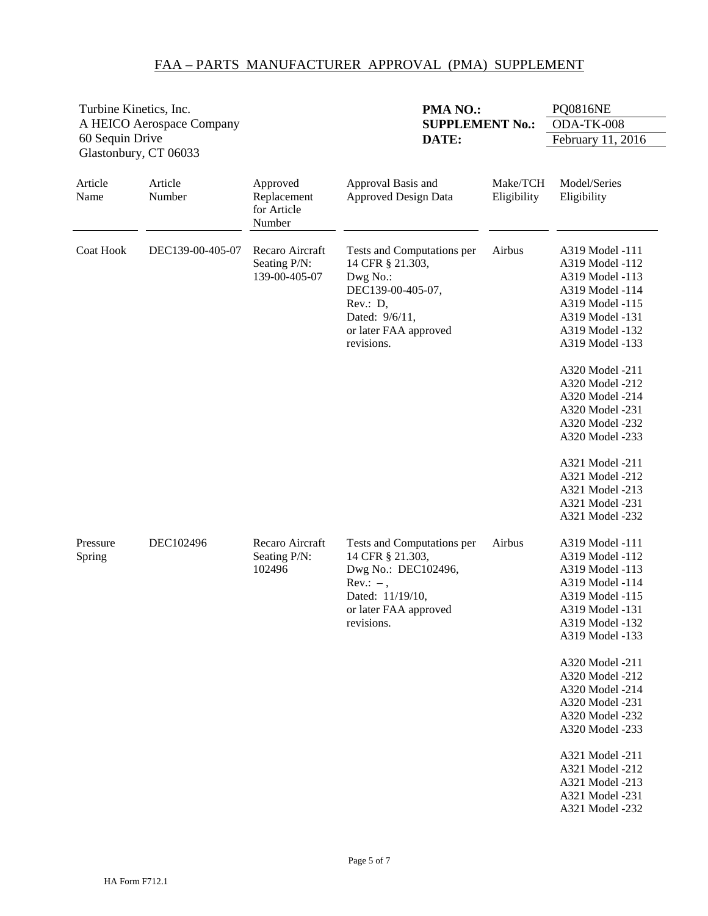# FAA – PARTS MANUFACTURER APPROVAL (PMA) SUPPLEMENT

Turbine Kinetics, Inc.
A HEICO Aerospace Company
60 Sequin Drive
Glastonbury, CT 06033

**PMA NO.:** PQ0816NE
**SUPPLEMENT No.:** ODA-TK-008
**DATE:** February 11, 2016

| Article Name | Article Number | Approved Replacement for Article Number | Approval Basis and Approved Design Data | Make/TCH Eligibility | Model/Series Eligibility |
|---|---|---|---|---|---|
| Coat Hook | DEC139-00-405-07 | Recaro Aircraft Seating P/N: 139-00-405-07 | Tests and Computations per 14 CFR § 21.303, Dwg No.: DEC139-00-405-07, Rev.: D, Dated: 9/6/11, or later FAA approved revisions. | Airbus | A319 Model -111<br>A319 Model -112<br>A319 Model -113<br>A319 Model -114<br>A319 Model -115<br>A319 Model -131<br>A319 Model -132<br>A319 Model -133<br><br>A320 Model -211<br>A320 Model -212<br>A320 Model -214<br>A320 Model -231<br>A320 Model -232<br>A320 Model -233<br><br>A321 Model -211<br>A321 Model -212<br>A321 Model -213<br>A321 Model -231<br>A321 Model -232 |
| Pressure Spring | DEC102496 | Recaro Aircraft Seating P/N: 102496 | Tests and Computations per 14 CFR § 21.303, Dwg No.: DEC102496, Rev.: – , Dated: 11/19/10, or later FAA approved revisions. | Airbus | A319 Model -111<br>A319 Model -112<br>A319 Model -113<br>A319 Model -114<br>A319 Model -115<br>A319 Model -131<br>A319 Model -132<br>A319 Model -133<br><br>A320 Model -211<br>A320 Model -212<br>A320 Model -214<br>A320 Model -231<br>A320 Model -232<br>A320 Model -233<br><br>A321 Model -211<br>A321 Model -212<br>A321 Model -213<br>A321 Model -231<br>A321 Model -232 |

HA Form F712.1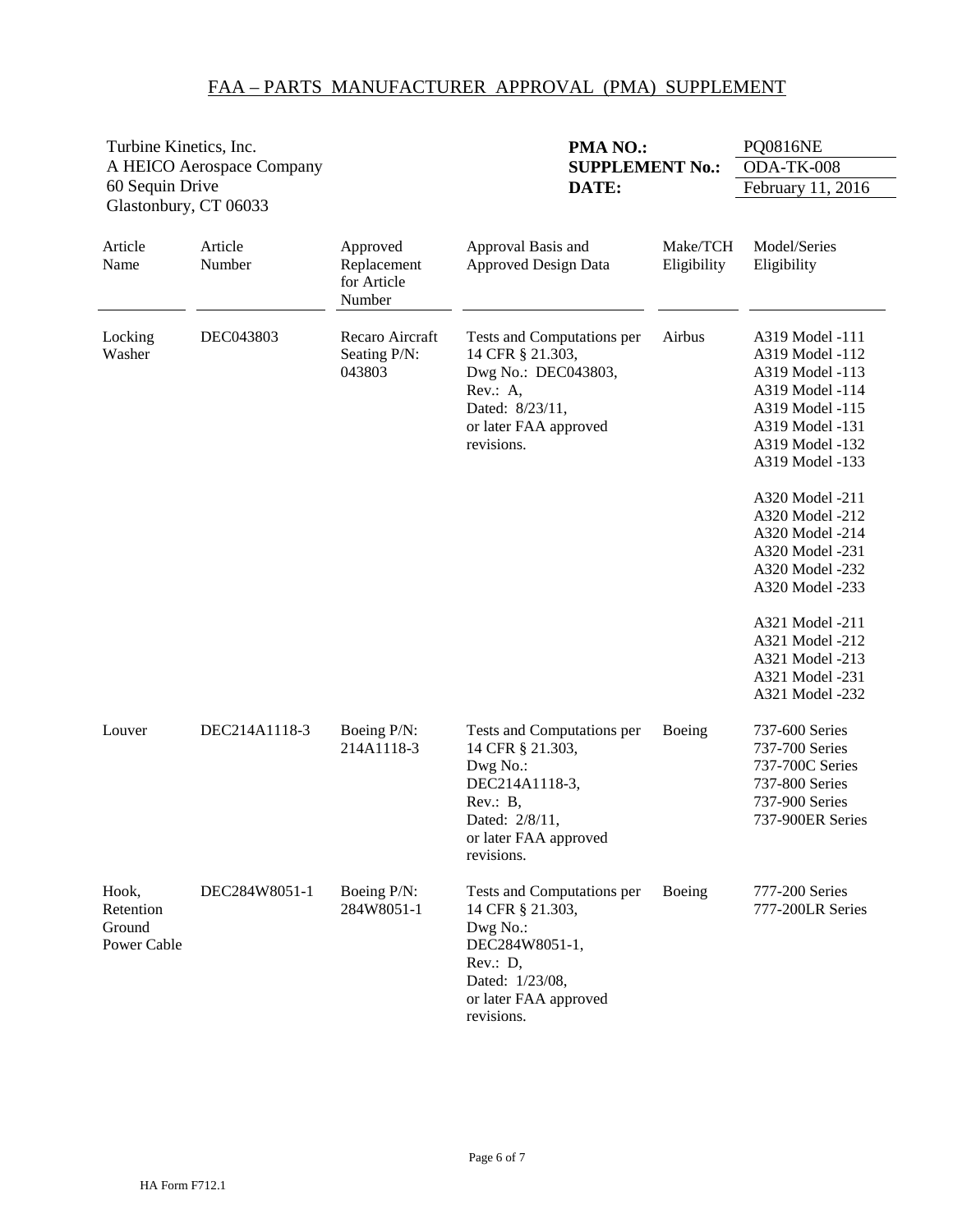# FAA – PARTS MANUFACTURER APPROVAL (PMA) SUPPLEMENT

Turbine Kinetics, Inc.
A HEICO Aerospace Company
60 Sequin Drive
Glastonbury, CT 06033

**PMA NO.:** PQ0816NE
**SUPPLEMENT No.:** ODA-TK-008
**DATE:** February 11, 2016

| Article Name | Article Number | Approved Replacement for Article Number | Approval Basis and Approved Design Data | Make/TCH Eligibility | Model/Series Eligibility |
|---|---|---|---|---|---|
| Locking Washer | DEC043803 | Recaro Aircraft Seating P/N: 043803 | Tests and Computations per 14 CFR § 21.303, Dwg No.: DEC043803, Rev.: A, Dated: 8/23/11, or later FAA approved revisions. | Airbus | A319 Model -111<br>A319 Model -112<br>A319 Model -113<br>A319 Model -114<br>A319 Model -115<br>A319 Model -131<br>A319 Model -132<br>A319 Model -133<br><br>A320 Model -211<br>A320 Model -212<br>A320 Model -214<br>A320 Model -231<br>A320 Model -232<br>A320 Model -233<br><br>A321 Model -211<br>A321 Model -212<br>A321 Model -213<br>A321 Model -231<br>A321 Model -232 |
| Louver | DEC214A1118-3 | Boeing P/N: 214A1118-3 | Tests and Computations per 14 CFR § 21.303, Dwg No.: DEC214A1118-3, Rev.: B, Dated: 2/8/11, or later FAA approved revisions. | Boeing | 737-600 Series<br>737-700 Series<br>737-700C Series<br>737-800 Series<br>737-900 Series<br>737-900ER Series |
| Hook, Retention Ground Power Cable | DEC284W8051-1 | Boeing P/N: 284W8051-1 | Tests and Computations per 14 CFR § 21.303, Dwg No.: DEC284W8051-1, Rev.: D, Dated: 1/23/08, or later FAA approved revisions. | Boeing | 777-200 Series<br>777-200LR Series |

HA Form F712.1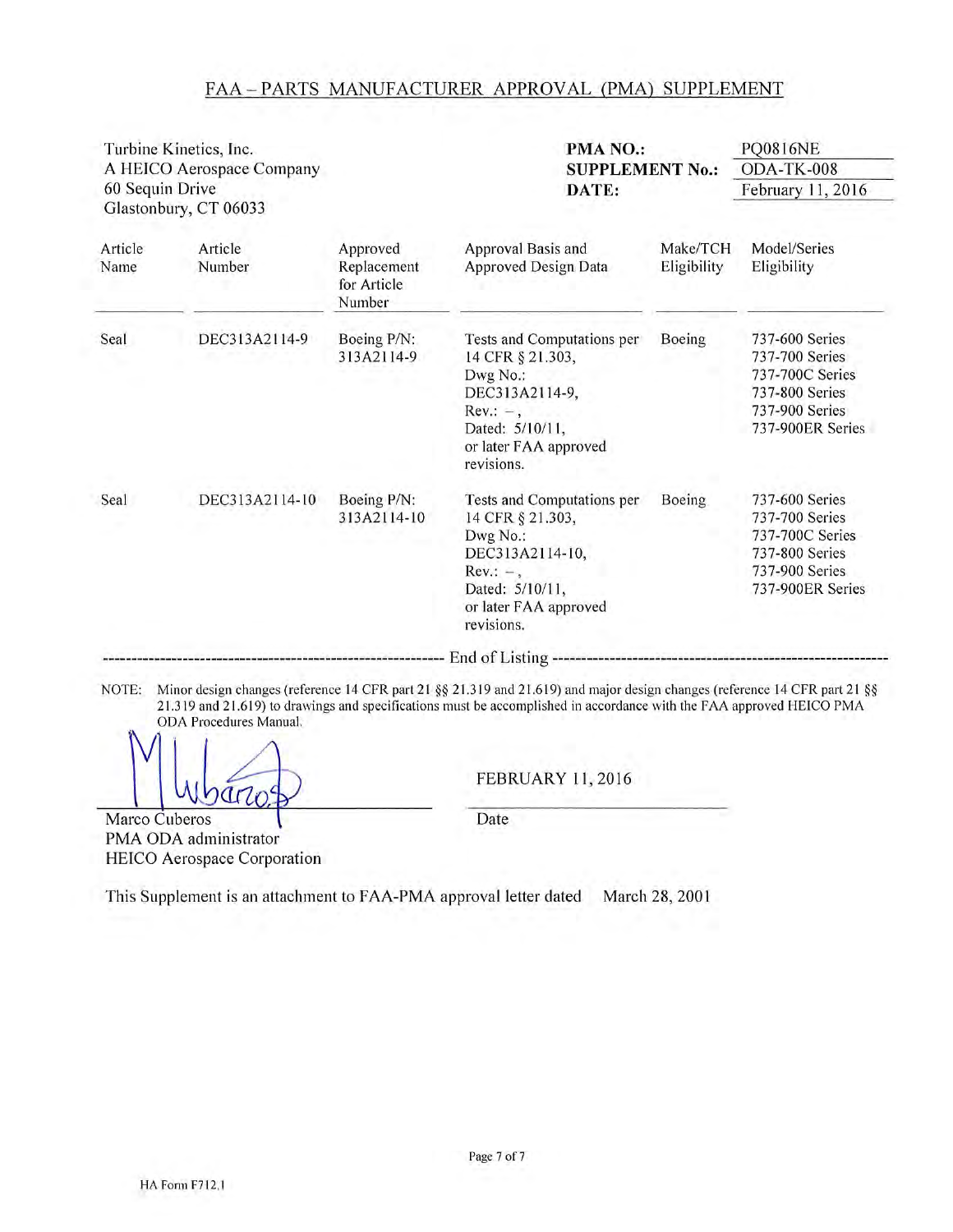## FAA – PARTS MANUFACTURER APPROVAL (PMA) SUPPLEMENT

Turbine Kinetics, Inc.
A HEICO Aerospace Company
60 Sequin Drive
Glastonbury, CT 06033

**PMA NO.:** PQ0816NE
**SUPPLEMENT No.:** ODA-TK-008
**DATE:** February 11, 2016

| Article Name | Article Number | Approved Replacement for Article Number | Approval Basis and Approved Design Data | Make/TCH Eligibility | Model/Series Eligibility |
|---|---|---|---|---|---|
| Seal | DEC313A2114-9 | Boeing P/N: 313A2114-9 | Tests and Computations per 14 CFR § 21.303, Dwg No.: DEC313A2114-9, Rev.: –, Dated: 5/10/11, or later FAA approved revisions. | Boeing | 737-600 Series<br>737-700 Series<br>737-700C Series<br>737-800 Series<br>737-900 Series<br>737-900ER Series |
| Seal | DEC313A2114-10 | Boeing P/N: 313A2114-10 | Tests and Computations per 14 CFR § 21.303, Dwg No.: DEC313A2114-10, Rev.: –, Dated: 5/10/11, or later FAA approved revisions. | Boeing | 737-600 Series<br>737-700 Series<br>737-700C Series<br>737-800 Series<br>737-900 Series<br>737-900ER Series |

---------------------------------------------------- End of Listing ----------------------------------------------------

NOTE: Minor design changes (reference 14 CFR part 21 §§ 21.319 and 21.619) and major design changes (reference 14 CFR part 21 §§ 21.319 and 21.619) to drawings and specifications must be accomplished in accordance with the FAA approved HEICO PMA ODA Procedures Manual.

Marco Cuberos
PMA ODA administrator
HEICO Aerospace Corporation

FEBRUARY 11, 2016
Date

This Supplement is an attachment to FAA-PMA approval letter dated March 28, 2001

HA Form F712.1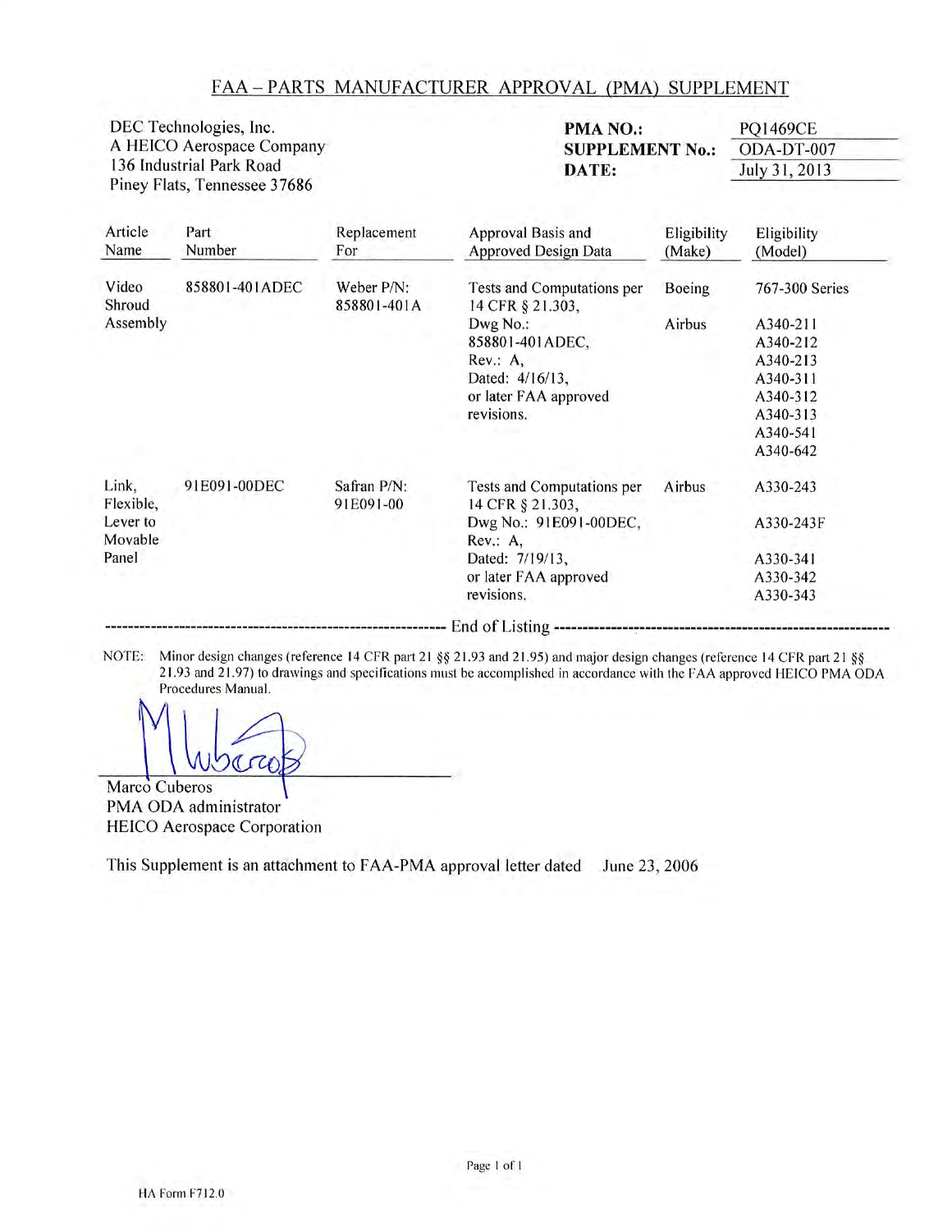# FAA – PARTS MANUFACTURER APPROVAL (PMA) SUPPLEMENT

DEC Technologies, Inc.
A HEICO Aerospace Company
136 Industrial Park Road
Piney Flats, Tennessee 37686

**PMA NO.:** PQ1469CE
**SUPPLEMENT No.:** ODA-DT-007
**DATE:** July 31, 2013

| Article Name | Part Number | Replacement For | Approval Basis and Approved Design Data | Eligibility (Make) | Eligibility (Model) |
|---|---|---|---|---|---|
| Video Shroud Assembly | 858801-401ADEC | Weber P/N: 858801-401A | Tests and Computations per 14 CFR § 21.303, Dwg No.: 858801-401ADEC, Rev.: A, Dated: 4/16/13, or later FAA approved revisions. | Boeing | 767-300 Series |
| | | | | Airbus | A340-211<br>A340-212<br>A340-213<br>A340-311<br>A340-312<br>A340-313<br>A340-541<br>A340-642 |
| Link, Flexible, Lever to Movable Panel | 91E091-00DEC | Safran P/N: 91E091-00 | Tests and Computations per 14 CFR § 21.303, Dwg No.: 91E091-00DEC, Rev.: A, Dated: 7/19/13, or later FAA approved revisions. | Airbus | A330-243<br>A330-243F<br>A330-341<br>A330-342<br>A330-343 |

---------------------------------------------------------------- End of Listing ----------------------------------------------------------------

NOTE: Minor design changes (reference 14 CFR part 21 §§ 21.93 and 21.95) and major design changes (reference 14 CFR part 21 §§ 21.93 and 21.97) to drawings and specifications must be accomplished in accordance with the FAA approved HEICO PMA ODA Procedures Manual.

Marco Cuberos
PMA ODA administrator
HEICO Aerospace Corporation

This Supplement is an attachment to FAA-PMA approval letter dated June 23, 2006

HA Form F712.0